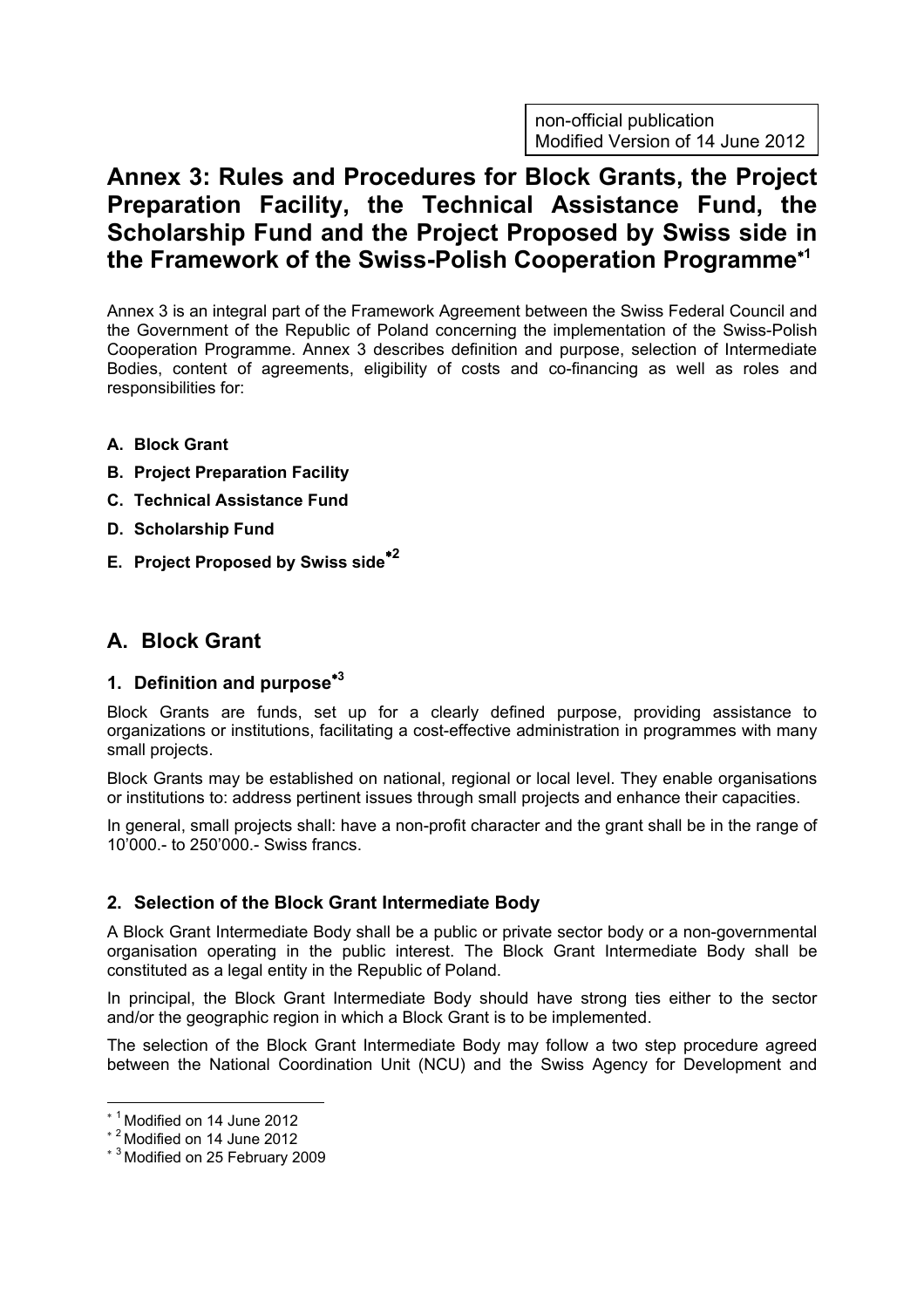non-official publication
Modified Version of 14 June 2012

# Annex 3: Rules and Procedures for Block Grants, the Project Preparation Facility, the Technical Assistance Fund, the Scholarship Fund and the Project Proposed by Swiss side in the Framework of the Swiss-Polish Cooperation Programme*[1]

Annex 3 is an integral part of the Framework Agreement between the Swiss Federal Council and the Government of the Republic of Poland concerning the implementation of the Swiss-Polish Cooperation Programme. Annex 3 describes definition and purpose, selection of Intermediate Bodies, content of agreements, eligibility of costs and co-financing as well as roles and responsibilities for:

- **A. Block Grant**
- **B. Project Preparation Facility**
- **C. Technical Assistance Fund**
- **D. Scholarship Fund**
- **E. Project Proposed by Swiss side*[2]**

## A. Block Grant

### 1. Definition and purpose*[3]

Block Grants are funds, set up for a clearly defined purpose, providing assistance to organizations or institutions, facilitating a cost-effective administration in programmes with many small projects.

Block Grants may be established on national, regional or local level. They enable organisations or institutions to: address pertinent issues through small projects and enhance their capacities.

In general, small projects shall: have a non-profit character and the grant shall be in the range of 10'000.- to 250'000.- Swiss francs.

### 2. Selection of the Block Grant Intermediate Body

A Block Grant Intermediate Body shall be a public or private sector body or a non-governmental organisation operating in the public interest. The Block Grant Intermediate Body shall be constituted as a legal entity in the Republic of Poland.

In principal, the Block Grant Intermediate Body should have strong ties either to the sector and/or the geographic region in which a Block Grant is to be implemented.

The selection of the Block Grant Intermediate Body may follow a two step procedure agreed between the National Coordination Unit (NCU) and the Swiss Agency for Development and

---

* [1] Modified on 14 June 2012
* [2] Modified on 14 June 2012
* [3] Modified on 25 February 2009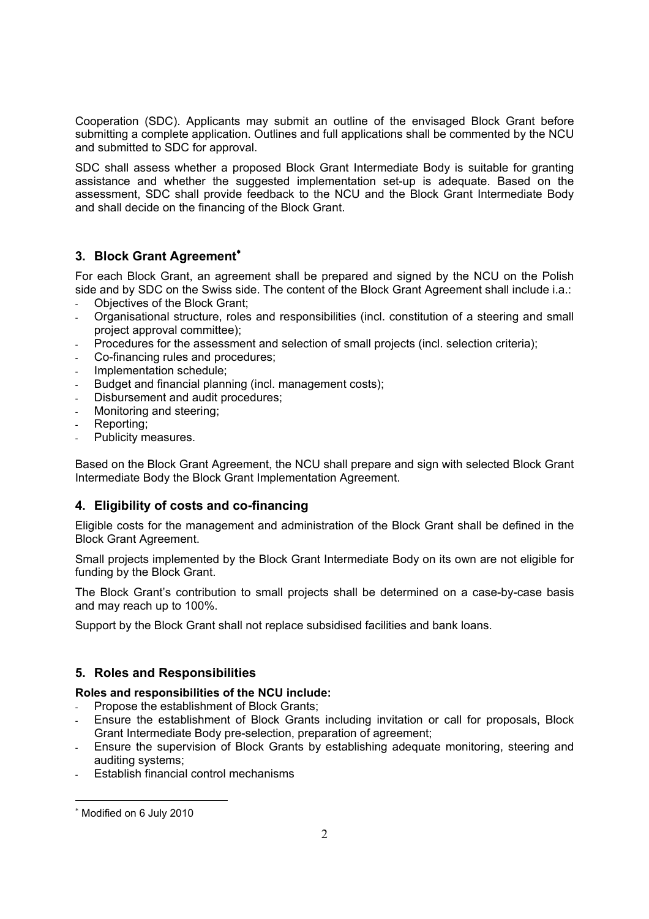Cooperation (SDC). Applicants may submit an outline of the envisaged Block Grant before submitting a complete application. Outlines and full applications shall be commented by the NCU and submitted to SDC for approval.

SDC shall assess whether a proposed Block Grant Intermediate Body is suitable for granting assistance and whether the suggested implementation set-up is adequate. Based on the assessment, SDC shall provide feedback to the NCU and the Block Grant Intermediate Body and shall decide on the financing of the Block Grant.

## 3. Block Grant Agreement*

For each Block Grant, an agreement shall be prepared and signed by the NCU on the Polish side and by SDC on the Swiss side. The content of the Block Grant Agreement shall include i.a.:

- Objectives of the Block Grant;
- Organisational structure, roles and responsibilities (incl. constitution of a steering and small project approval committee);
- Procedures for the assessment and selection of small projects (incl. selection criteria);
- Co-financing rules and procedures;
- Implementation schedule;
- Budget and financial planning (incl. management costs);
- Disbursement and audit procedures;
- Monitoring and steering;
- Reporting;
- Publicity measures.

Based on the Block Grant Agreement, the NCU shall prepare and sign with selected Block Grant Intermediate Body the Block Grant Implementation Agreement.

## 4. Eligibility of costs and co-financing

Eligible costs for the management and administration of the Block Grant shall be defined in the Block Grant Agreement.

Small projects implemented by the Block Grant Intermediate Body on its own are not eligible for funding by the Block Grant.

The Block Grant's contribution to small projects shall be determined on a case-by-case basis and may reach up to 100%.

Support by the Block Grant shall not replace subsidised facilities and bank loans.

## 5. Roles and Responsibilities

**Roles and responsibilities of the NCU include:**

- Propose the establishment of Block Grants;
- Ensure the establishment of Block Grants including invitation or call for proposals, Block Grant Intermediate Body pre-selection, preparation of agreement;
- Ensure the supervision of Block Grants by establishing adequate monitoring, steering and auditing systems;
- Establish financial control mechanisms

* Modified on 6 July 2010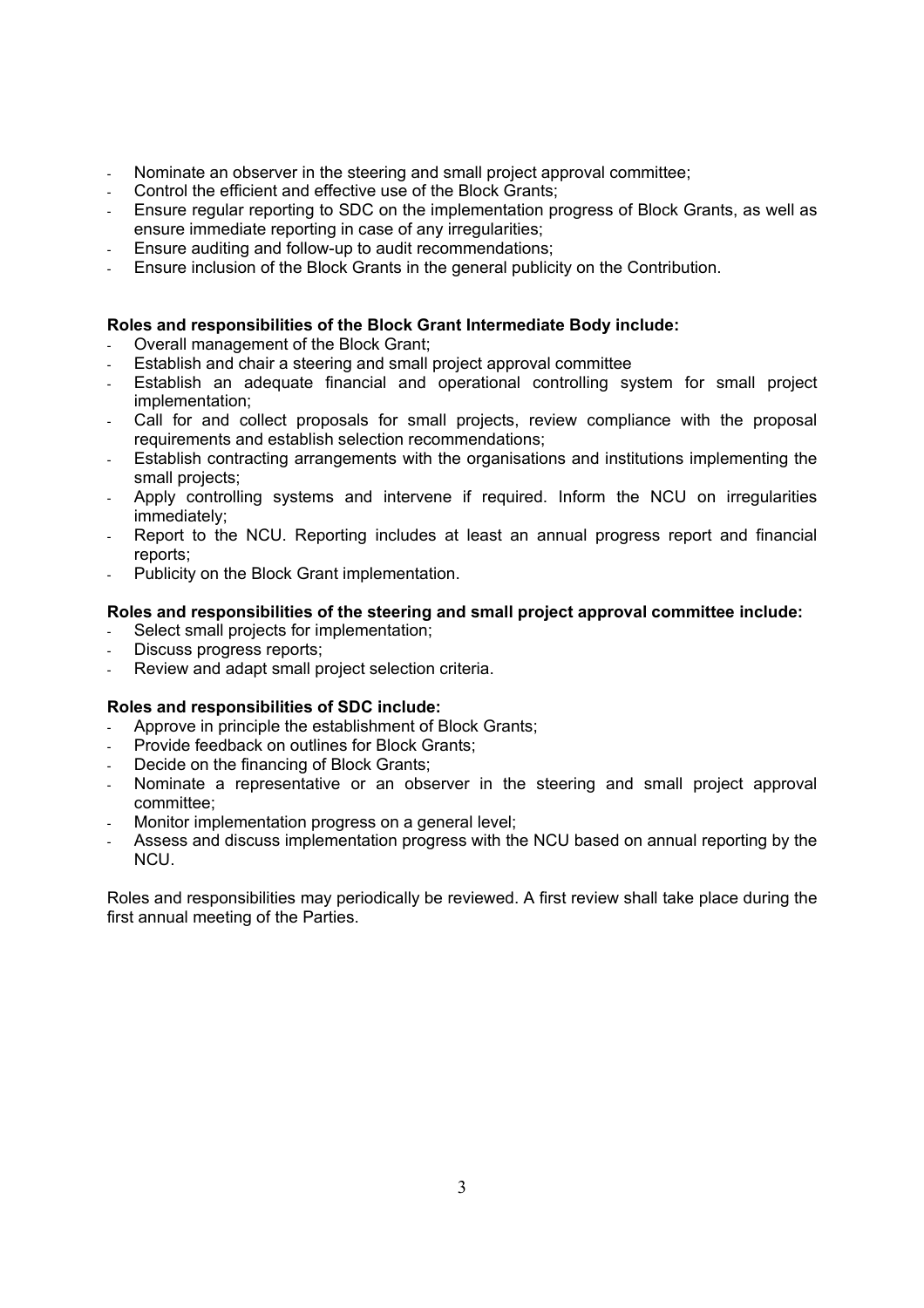- Nominate an observer in the steering and small project approval committee;
- Control the efficient and effective use of the Block Grants;
- Ensure regular reporting to SDC on the implementation progress of Block Grants, as well as ensure immediate reporting in case of any irregularities;
- Ensure auditing and follow-up to audit recommendations;
- Ensure inclusion of the Block Grants in the general publicity on the Contribution.

**Roles and responsibilities of the Block Grant Intermediate Body include:**

- Overall management of the Block Grant;
- Establish and chair a steering and small project approval committee
- Establish an adequate financial and operational controlling system for small project implementation;
- Call for and collect proposals for small projects, review compliance with the proposal requirements and establish selection recommendations;
- Establish contracting arrangements with the organisations and institutions implementing the small projects;
- Apply controlling systems and intervene if required. Inform the NCU on irregularities immediately;
- Report to the NCU. Reporting includes at least an annual progress report and financial reports;
- Publicity on the Block Grant implementation.

**Roles and responsibilities of the steering and small project approval committee include:**

- Select small projects for implementation;
- Discuss progress reports;
- Review and adapt small project selection criteria.

**Roles and responsibilities of SDC include:**

- Approve in principle the establishment of Block Grants;
- Provide feedback on outlines for Block Grants;
- Decide on the financing of Block Grants;
- Nominate a representative or an observer in the steering and small project approval committee;
- Monitor implementation progress on a general level;
- Assess and discuss implementation progress with the NCU based on annual reporting by the NCU.

Roles and responsibilities may periodically be reviewed. A first review shall take place during the first annual meeting of the Parties.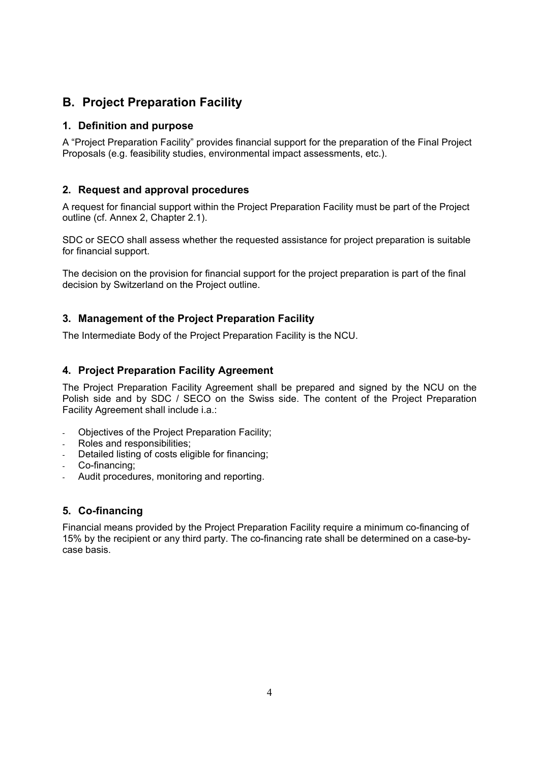## B. Project Preparation Facility

### 1. Definition and purpose

A "Project Preparation Facility" provides financial support for the preparation of the Final Project Proposals (e.g. feasibility studies, environmental impact assessments, etc.).

### 2. Request and approval procedures

A request for financial support within the Project Preparation Facility must be part of the Project outline (cf. Annex 2, Chapter 2.1).

SDC or SECO shall assess whether the requested assistance for project preparation is suitable for financial support.

The decision on the provision for financial support for the project preparation is part of the final decision by Switzerland on the Project outline.

### 3. Management of the Project Preparation Facility

The Intermediate Body of the Project Preparation Facility is the NCU.

### 4. Project Preparation Facility Agreement

The Project Preparation Facility Agreement shall be prepared and signed by the NCU on the Polish side and by SDC / SECO on the Swiss side. The content of the Project Preparation Facility Agreement shall include i.a.:

- Objectives of the Project Preparation Facility;
- Roles and responsibilities;
- Detailed listing of costs eligible for financing;
- Co-financing;
- Audit procedures, monitoring and reporting.

### 5. Co-financing

Financial means provided by the Project Preparation Facility require a minimum co-financing of 15% by the recipient or any third party. The co-financing rate shall be determined on a case-by-case basis.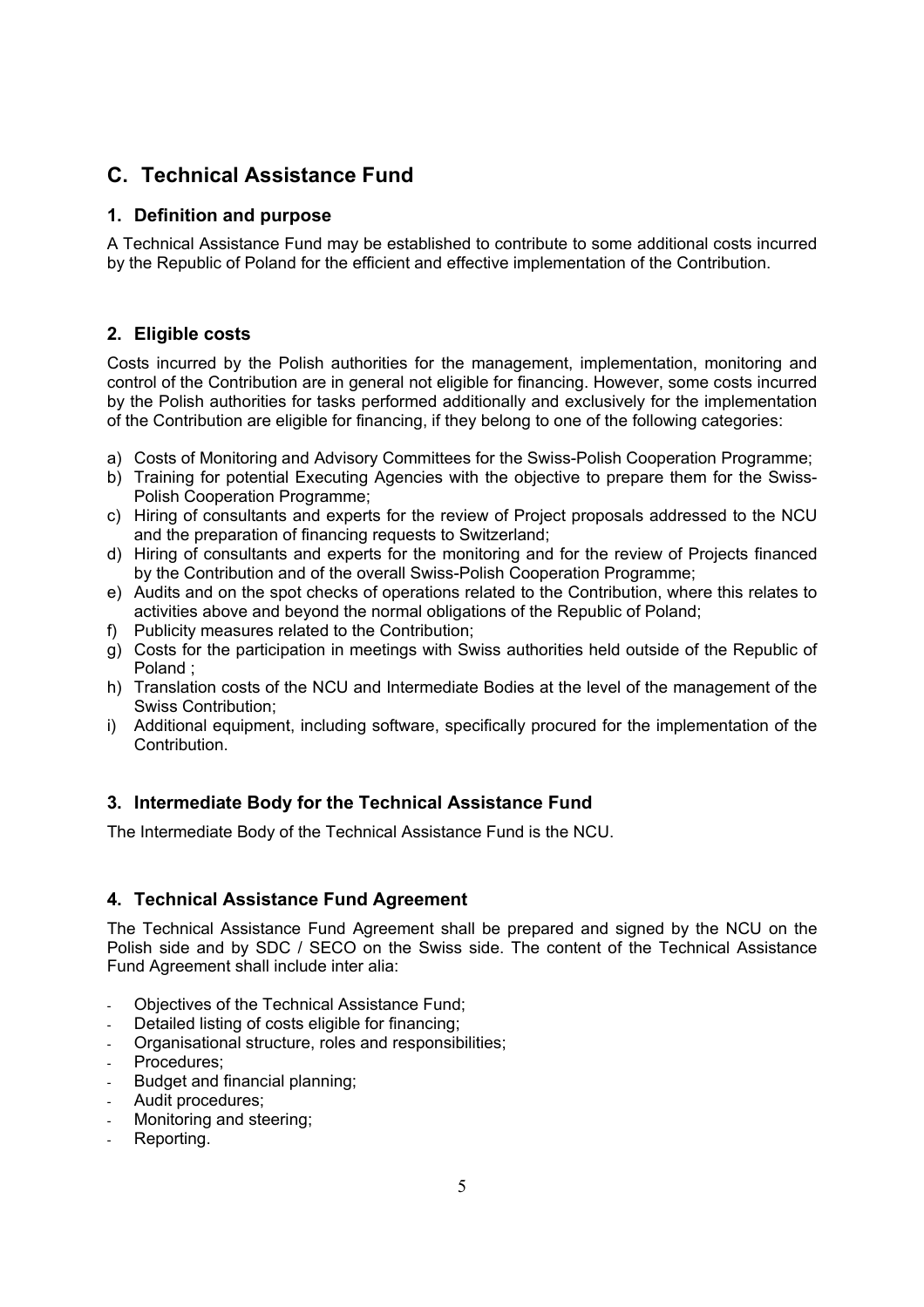## C. Technical Assistance Fund

### 1. Definition and purpose

A Technical Assistance Fund may be established to contribute to some additional costs incurred by the Republic of Poland for the efficient and effective implementation of the Contribution.

### 2. Eligible costs

Costs incurred by the Polish authorities for the management, implementation, monitoring and control of the Contribution are in general not eligible for financing. However, some costs incurred by the Polish authorities for tasks performed additionally and exclusively for the implementation of the Contribution are eligible for financing, if they belong to one of the following categories:

a) Costs of Monitoring and Advisory Committees for the Swiss-Polish Cooperation Programme;
b) Training for potential Executing Agencies with the objective to prepare them for the Swiss-Polish Cooperation Programme;
c) Hiring of consultants and experts for the review of Project proposals addressed to the NCU and the preparation of financing requests to Switzerland;
d) Hiring of consultants and experts for the monitoring and for the review of Projects financed by the Contribution and of the overall Swiss-Polish Cooperation Programme;
e) Audits and on the spot checks of operations related to the Contribution, where this relates to activities above and beyond the normal obligations of the Republic of Poland;
f) Publicity measures related to the Contribution;
g) Costs for the participation in meetings with Swiss authorities held outside of the Republic of Poland ;
h) Translation costs of the NCU and Intermediate Bodies at the level of the management of the Swiss Contribution;
i) Additional equipment, including software, specifically procured for the implementation of the Contribution.

### 3. Intermediate Body for the Technical Assistance Fund

The Intermediate Body of the Technical Assistance Fund is the NCU.

### 4. Technical Assistance Fund Agreement

The Technical Assistance Fund Agreement shall be prepared and signed by the NCU on the Polish side and by SDC / SECO on the Swiss side. The content of the Technical Assistance Fund Agreement shall include inter alia:

- Objectives of the Technical Assistance Fund;
- Detailed listing of costs eligible for financing;
- Organisational structure, roles and responsibilities;
- Procedures;
- Budget and financial planning;
- Audit procedures;
- Monitoring and steering;
- Reporting.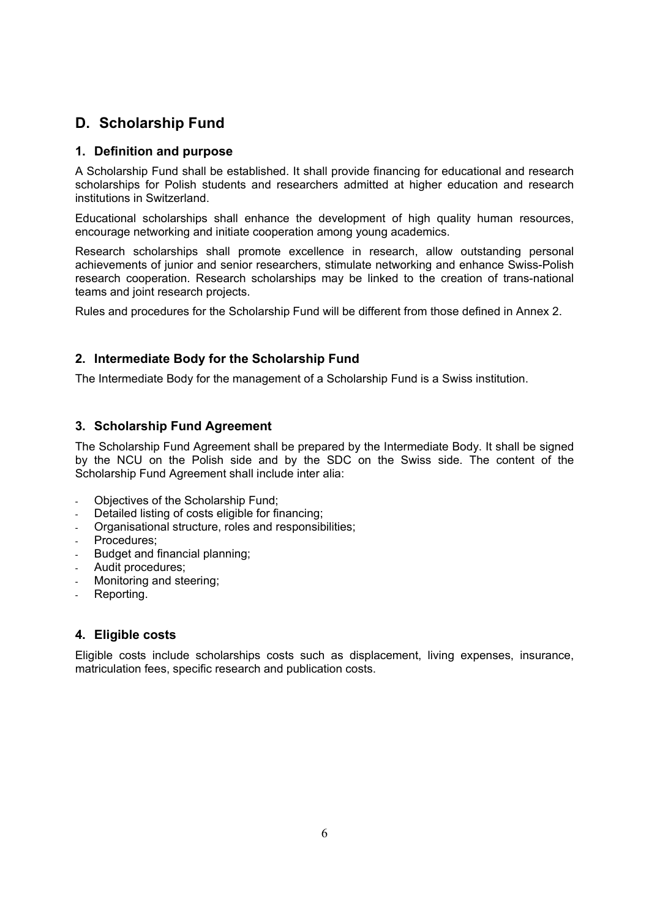## D. Scholarship Fund

### 1. Definition and purpose

A Scholarship Fund shall be established. It shall provide financing for educational and research scholarships for Polish students and researchers admitted at higher education and research institutions in Switzerland.

Educational scholarships shall enhance the development of high quality human resources, encourage networking and initiate cooperation among young academics.

Research scholarships shall promote excellence in research, allow outstanding personal achievements of junior and senior researchers, stimulate networking and enhance Swiss-Polish research cooperation. Research scholarships may be linked to the creation of trans-national teams and joint research projects.

Rules and procedures for the Scholarship Fund will be different from those defined in Annex 2.

### 2. Intermediate Body for the Scholarship Fund

The Intermediate Body for the management of a Scholarship Fund is a Swiss institution.

### 3. Scholarship Fund Agreement

The Scholarship Fund Agreement shall be prepared by the Intermediate Body. It shall be signed by the NCU on the Polish side and by the SDC on the Swiss side. The content of the Scholarship Fund Agreement shall include inter alia:

- Objectives of the Scholarship Fund;
- Detailed listing of costs eligible for financing;
- Organisational structure, roles and responsibilities;
- Procedures;
- Budget and financial planning;
- Audit procedures;
- Monitoring and steering;
- Reporting.

### 4. Eligible costs

Eligible costs include scholarships costs such as displacement, living expenses, insurance, matriculation fees, specific research and publication costs.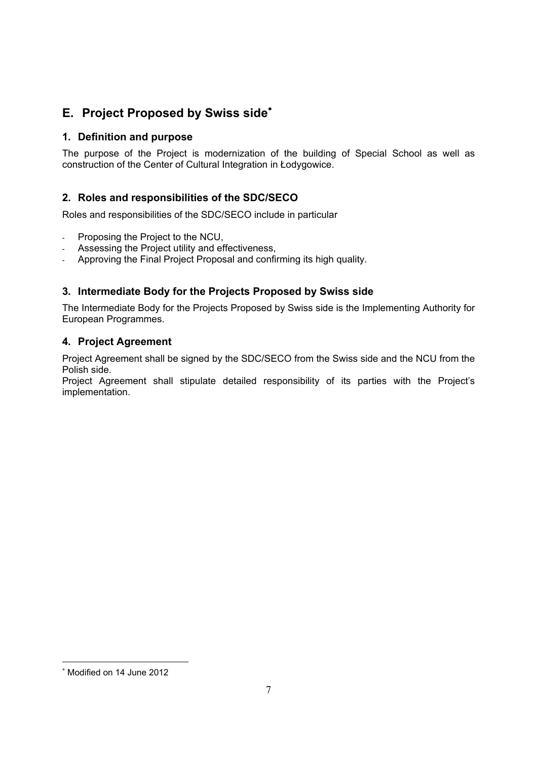## E. Project Proposed by Swiss side*

### 1. Definition and purpose

The purpose of the Project is modernization of the building of Special School as well as construction of the Center of Cultural Integration in Łodygowice.

### 2. Roles and responsibilities of the SDC/SECO

Roles and responsibilities of the SDC/SECO include in particular

- Proposing the Project to the NCU,
- Assessing the Project utility and effectiveness,
- Approving the Final Project Proposal and confirming its high quality.

### 3. Intermediate Body for the Projects Proposed by Swiss side

The Intermediate Body for the Projects Proposed by Swiss side is the Implementing Authority for European Programmes.

### 4. Project Agreement

Project Agreement shall be signed by the SDC/SECO from the Swiss side and the NCU from the Polish side.
Project Agreement shall stipulate detailed responsibility of its parties with the Project's implementation.

* Modified on 14 June 2012